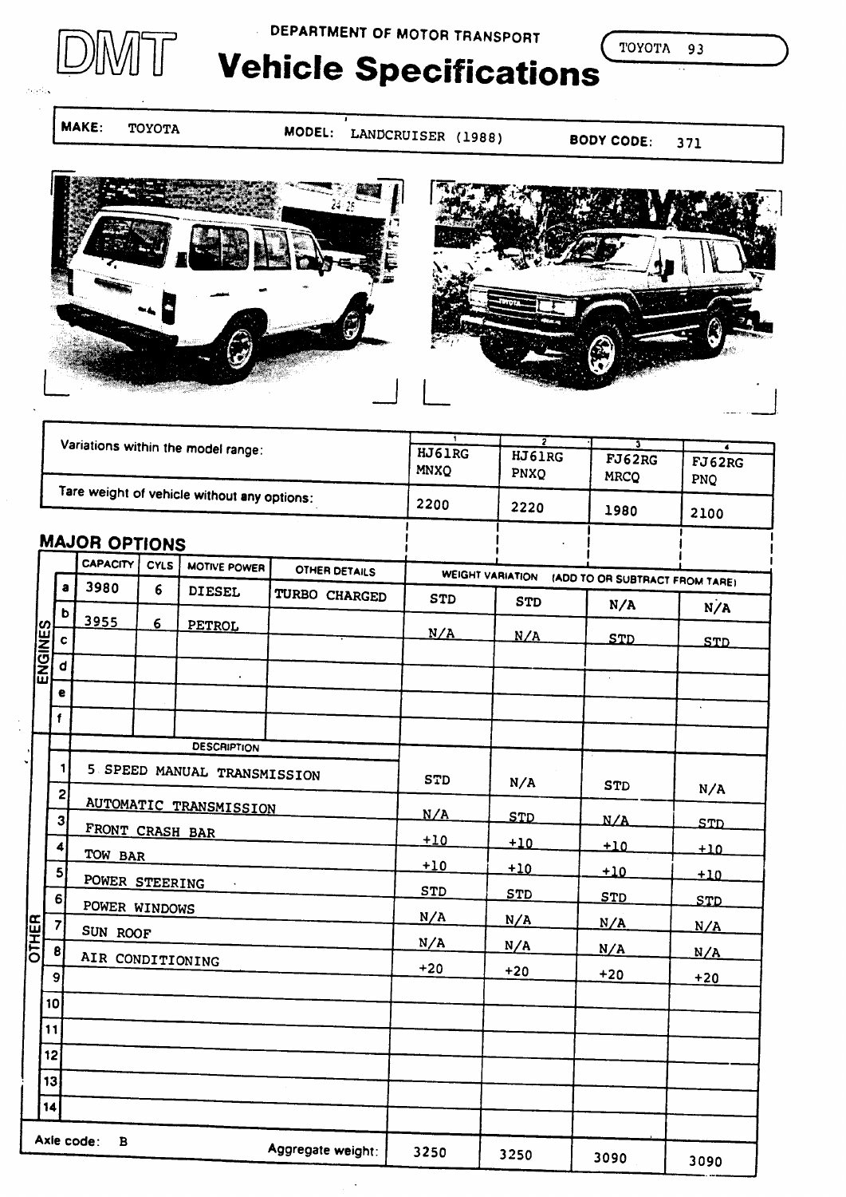DEPARTMENT OF MOTOR TRANSPORT

# DMT Vehicle Specifications

TOYOTA 93

**MAKE:** TOYOTA **MODEL:** LANDCRUISER (1988) **BODY CODE:** 371

| Variations within the model range: | 1 HJ61RG MNXQ | 2 HJ61RG PNXQ | 3 FJ62RG MRCQ | 4 FJ62RG PNQ |
|---|---|---|---|---|
| Tare weight of vehicle without any options: | 2200 | 2220 | 1980 | 2100 |

## MAJOR OPTIONS

**ENGINES**

| | CAPACITY | CYLS | MOTIVE POWER | OTHER DETAILS | WEIGHT VARIATION (ADD TO OR SUBTRACT FROM TARE) 1 | 2 | 3 | 4 |
|---|---|---|---|---|---|---|---|---|
| a | 3980 | 6 | DIESEL | TURBO CHARGED | STD | STD | N/A | N/A |
| b | 3955 | 6 | PETROL | | N/A | N/A | STD | STD |
| c | | | | | | | | |
| d | | | | | | | | |
| e | | | | | | | | |
| f | | | | | | | | |

**OTHER**

| | DESCRIPTION | 1 | 2 | 3 | 4 |
|---|---|---|---|---|---|
| 1 | 5 SPEED MANUAL TRANSMISSION | STD | N/A | STD | N/A |
| 2 | AUTOMATIC TRANSMISSION | N/A | STD | N/A | STD |
| 3 | FRONT CRASH BAR | +10 | +10 | +10 | +10 |
| 4 | TOW BAR | +10 | +10 | +10 | +10 |
| 5 | POWER STEERING | STD | STD | STD | STD |
| 6 | POWER WINDOWS | N/A | N/A | N/A | N/A |
| 7 | SUN ROOF | N/A | N/A | N/A | N/A |
| 8 | AIR CONDITIONING | +20 | +20 | +20 | +20 |
| 9 | | | | | |
| 10 | | | | | |
| 11 | | | | | |
| 12 | | | | | |
| 13 | | | | | |
| 14 | | | | | |

| Axle code: B | Aggregate weight: | 3250 | 3250 | 3090 | 3090 |
|---|---|---|---|---|---|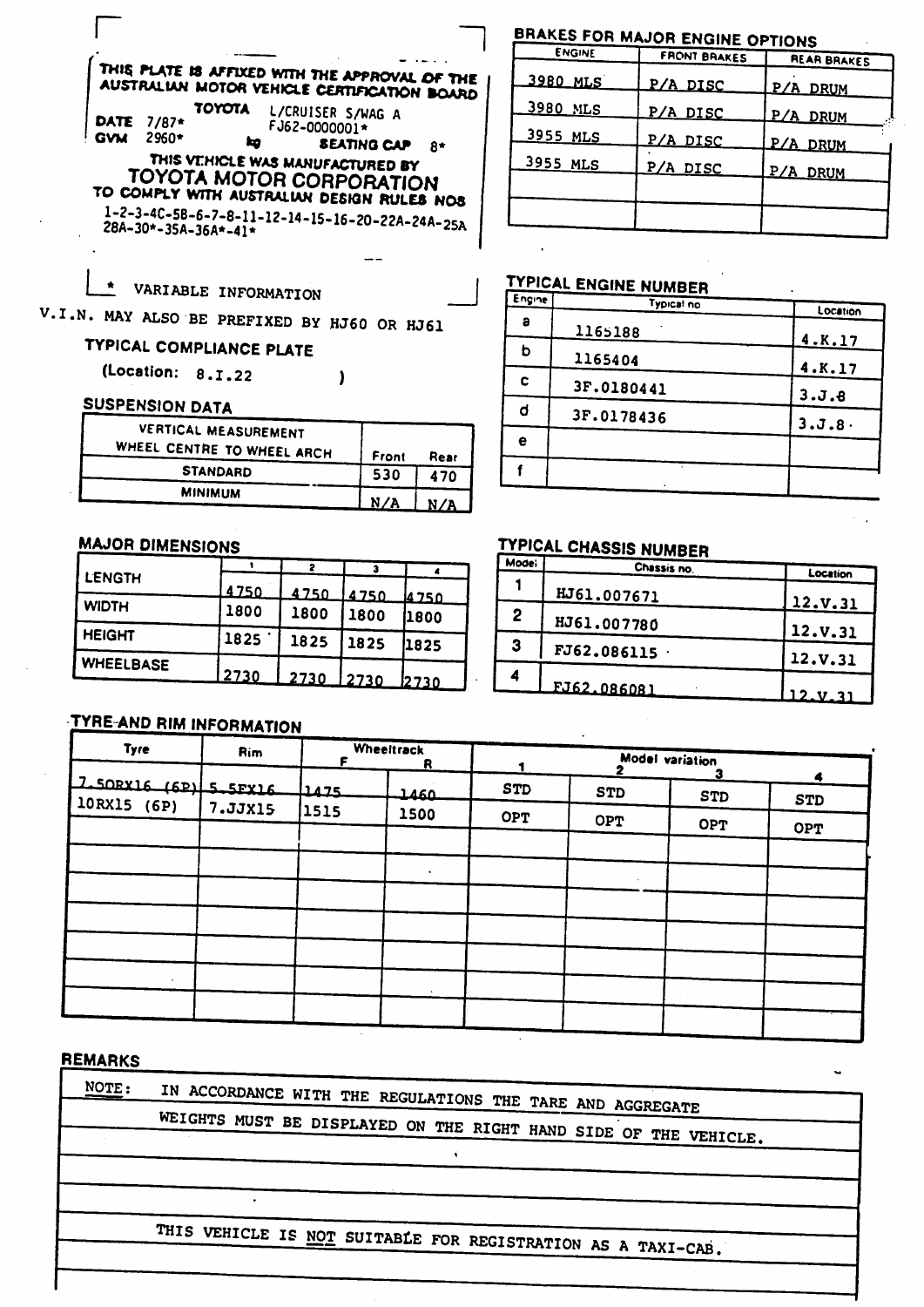THIS PLATE IS AFFIXED WITH THE APPROVAL OF THE AUSTRALIAN MOTOR VEHICLE CERTIFICATION BOARD

TOYOTA L/CRUISER S/WAG A

DATE 7/87* FJ62-0000001*

GVM 2960* kg SEATING CAP 8*

THIS VEHICLE WAS MANUFACTURED BY

TOYOTA MOTOR CORPORATION

TO COMPLY WITH AUSTRALIAN DESIGN RULES NOS

1-2-3-4C-5B-6-7-8-11-12-14-15-16-20-22A-24A-25A 28A-30*-35A-36A*-41*

\* VARIABLE INFORMATION

V.I.N. MAY ALSO BE PREFIXED BY HJ60 OR HJ61

## TYPICAL COMPLIANCE PLATE

(Location: 8.I.22 )

## BRAKES FOR MAJOR ENGINE OPTIONS

| ENGINE | FRONT BRAKES | REAR BRAKES |
|---|---|---|
| 3980 MLS | P/A DISC | P/A DRUM |
| 3980 MLS | P/A DISC | P/A DRUM |
| 3955 MLS | P/A DISC | P/A DRUM |
| 3955 MLS | P/A DISC | P/A DRUM |
| | | |
| | | |

## TYPICAL ENGINE NUMBER

| Engine | Typical no | Location |
|---|---|---|
| a | 1165188 | 4.K.17 |
| b | 1165404 | 4.K.17 |
| c | 3F.0180441 | 3.J.8 |
| d | 3F.0178436 | 3.J.8 |
| e | | |
| f | | |

## SUSPENSION DATA

| VERTICAL MEASUREMENT WHEEL CENTRE TO WHEEL ARCH | Front | Rear |
|---|---|---|
| STANDARD | 530 | 470 |
| MINIMUM | N/A | N/A |

## MAJOR DIMENSIONS

| | 1 | 2 | 3 | 4 |
|---|---|---|---|---|
| LENGTH | 4750 | 4750 | 4750 | 4750 |
| WIDTH | 1800 | 1800 | 1800 | 1800 |
| HEIGHT | 1825 | 1825 | 1825 | 1825 |
| WHEELBASE | 2730 | 2730 | 2730 | 2730 |

## TYPICAL CHASSIS NUMBER

| Model | Chassis no. | Location |
|---|---|---|
| 1 | HJ61.007671 | 12.V.31 |
| 2 | HJ61.007780 | 12.V.31 |
| 3 | FJ62.086115 | 12.V.31 |
| 4 | FJ62.086081 | 12.V.31 |

## TYRE AND RIM INFORMATION

| Tyre | Rim | Wheeltrack F | Wheeltrack R | Model variation 1 | 2 | 3 | 4 |
|---|---|---|---|---|---|---|---|
| 7.50RX16 (6P) | 5.5FX16 | 1475 | 1460 | STD | STD | STD | STD |
| 10RX15 (6P) | 7.JJX15 | 1515 | 1500 | OPT | OPT | OPT | OPT |

## REMARKS

NOTE: IN ACCORDANCE WITH THE REGULATIONS THE TARE AND AGGREGATE WEIGHTS MUST BE DISPLAYED ON THE RIGHT HAND SIDE OF THE VEHICLE.

THIS VEHICLE IS NOT SUITABLE FOR REGISTRATION AS A TAXI-CAB.